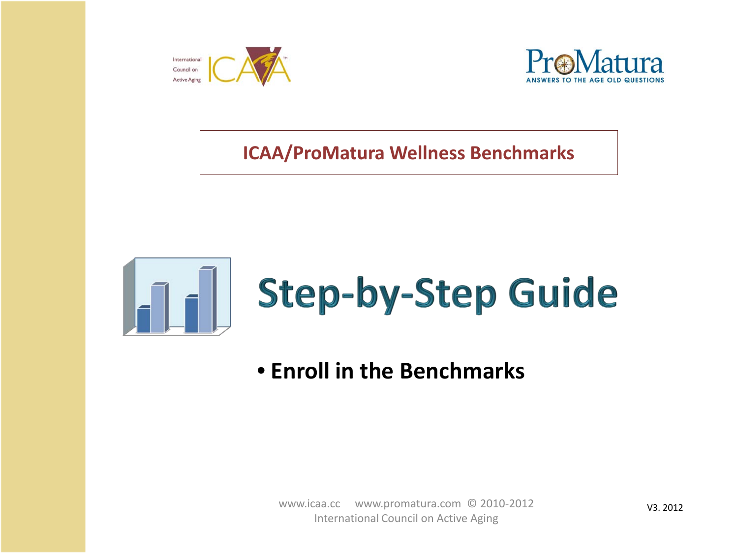International Council on Active Aging — ICAA

ProMatura — ANSWERS TO THE AGE OLD QUESTIONS

## ICAA/ProMatura Wellness Benchmarks

# Step-by-Step Guide

- **Enroll in the Benchmarks**

www.icaa.cc www.promatura.com © 2010-2012 International Council on Active Aging

V3. 2012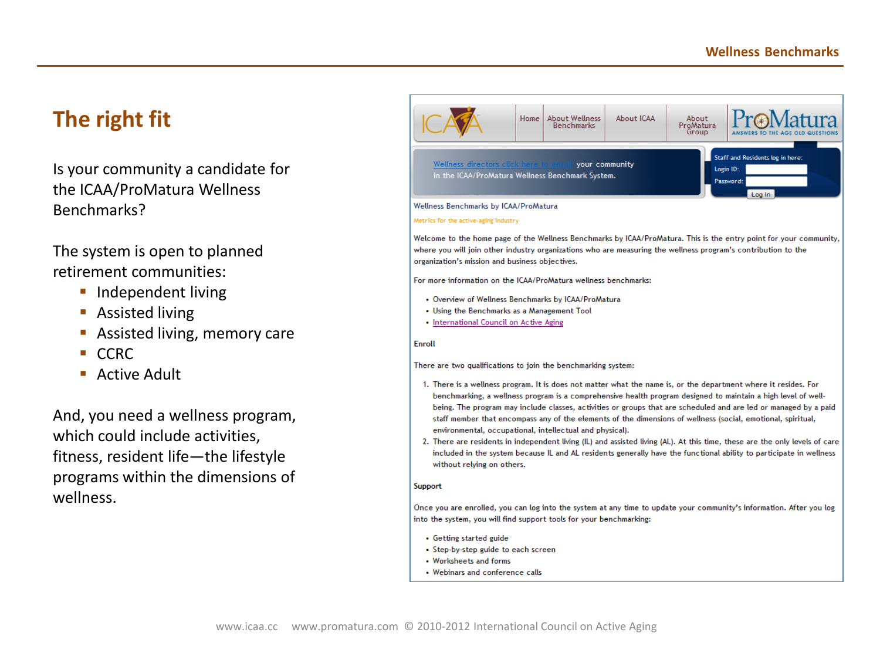## The right fit

Is your community a candidate for the ICAA/ProMatura Wellness Benchmarks?

The system is open to planned retirement communities:

- Independent living
- Assisted living
- Assisted living, memory care
- CCRC
- Active Adult

And, you need a wellness program, which could include activities, fitness, resident life—the lifestyle programs within the dimensions of wellness.

ICAA | Home | About Wellness Benchmarks | About ICAA | About ProMatura Group | ProMatura ANSWERS TO THE AGE OLD QUESTIONS

Wellness directors click here to enroll your community in the ICAA/ProMatura Wellness Benchmark System.

Staff and Residents log in here:
Login ID:
Password:
Log In

Wellness Benchmarks by ICAA/ProMatura

Metrics for the active-aging industry

Welcome to the home page of the Wellness Benchmarks by ICAA/ProMatura. This is the entry point for your community, where you will join other industry organizations who are measuring the wellness program's contribution to the organization's mission and business objectives.

For more information on the ICAA/ProMatura wellness benchmarks:

- Overview of Wellness Benchmarks by ICAA/ProMatura
- Using the Benchmarks as a Management Tool
- International Council on Active Aging

**Enroll**

There are two qualifications to join the benchmarking system:

1. There is a wellness program. It is does not matter what the name is, or the department where it resides. For benchmarking, a wellness program is a comprehensive health program designed to maintain a high level of well-being. The program may include classes, activities or groups that are scheduled and are led or managed by a paid staff member that encompass any of the elements of the dimensions of wellness (social, emotional, spiritual, environmental, occupational, intellectual and physical).
2. There are residents in independent living (IL) and assisted living (AL). At this time, these are the only levels of care included in the system because IL and AL residents generally have the functional ability to participate in wellness without relying on others.

**Support**

Once you are enrolled, you can log into the system at any time to update your community's information. After you log into the system, you will find support tools for your benchmarking:

- Getting started guide
- Step-by-step guide to each screen
- Worksheets and forms
- Webinars and conference calls

www.icaa.cc www.promatura.com © 2010-2012 International Council on Active Aging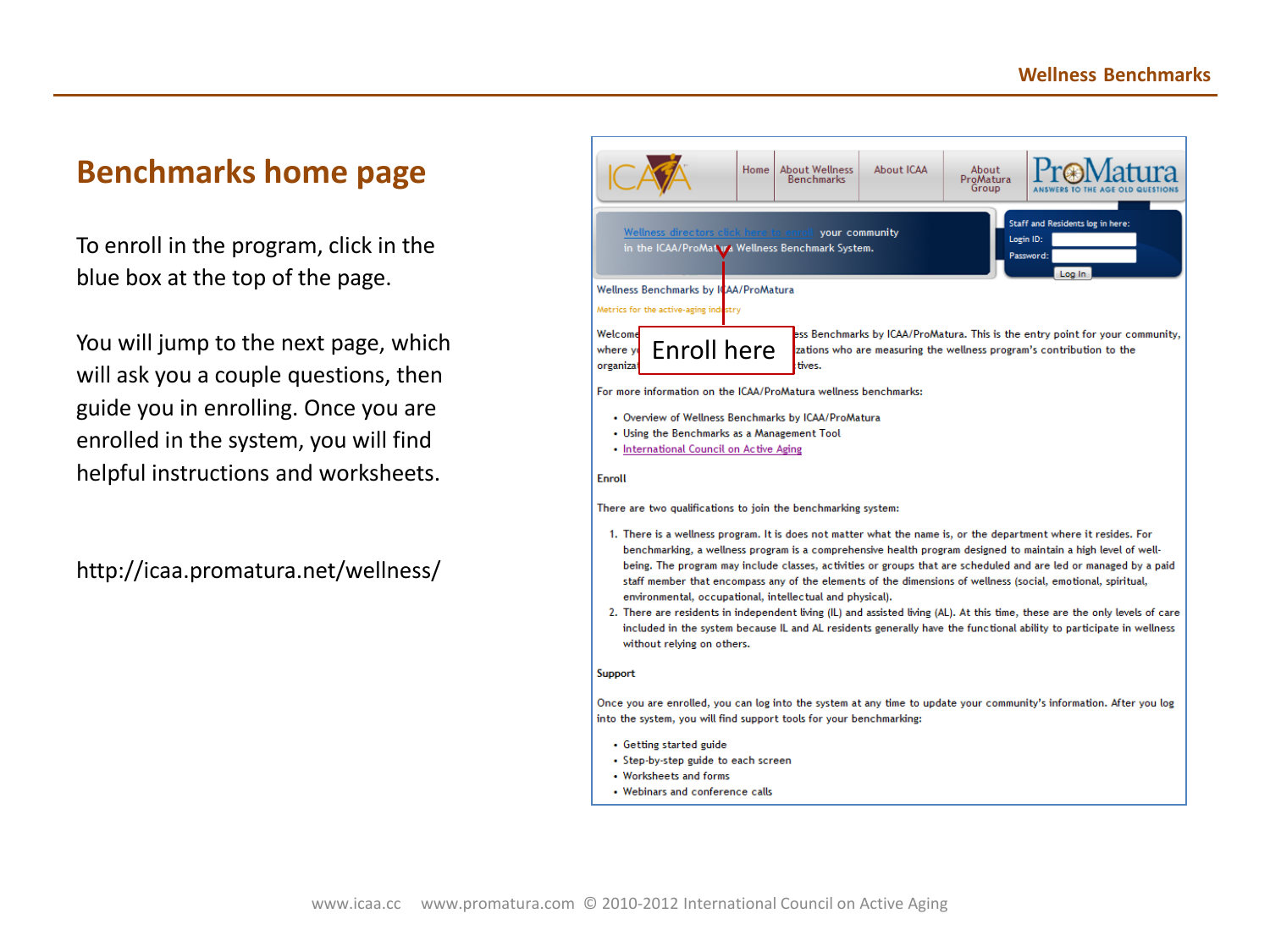## Benchmarks home page

To enroll in the program, click in the blue box at the top of the page.

You will jump to the next page, which will ask you a couple questions, then guide you in enrolling. Once you are enrolled in the system, you will find helpful instructions and worksheets.

http://icaa.promatura.net/wellness/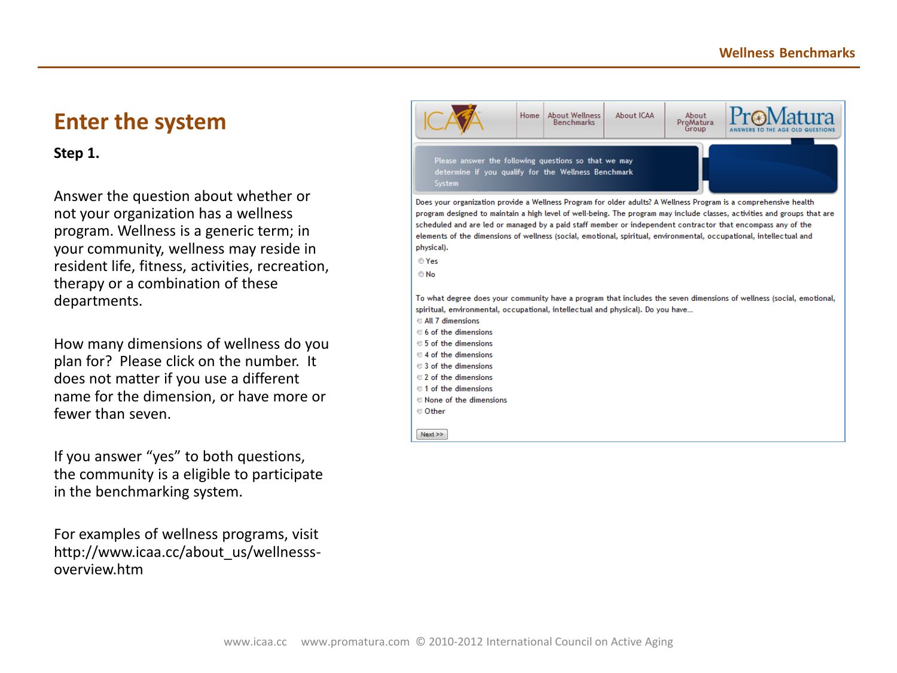## Enter the system

**Step 1.**

Answer the question about whether or not your organization has a wellness program. Wellness is a generic term; in your community, wellness may reside in resident life, fitness, activities, recreation, therapy or a combination of these departments.

How many dimensions of wellness do you plan for? Please click on the number. It does not matter if you use a different name for the dimension, or have more or fewer than seven.

If you answer "yes" to both questions, the community is a eligible to participate in the benchmarking system.

For examples of wellness programs, visit http://www.icaa.cc/about_us/wellnesss-overview.htm

Home | About Wellness Benchmarks | About ICAA | About ProMatura Group

Please answer the following questions so that we may determine if you qualify for the Wellness Benchmark System

Does your organization provide a Wellness Program for older adults? A Wellness Program is a comprehensive health program designed to maintain a high level of well-being. The program may include classes, activities and groups that are scheduled and are led or managed by a paid staff member or independent contractor that encompass any of the elements of the dimensions of wellness (social, emotional, spiritual, environmental, occupational, intellectual and physical).

- Yes
- No

To what degree does your community have a program that includes the seven dimensions of wellness (social, emotional, spiritual, environmental, occupational, intellectual and physical). Do you have...

- All 7 dimensions
- 6 of the dimensions
- 5 of the dimensions
- 4 of the dimensions
- 3 of the dimensions
- 2 of the dimensions
- 1 of the dimensions
- None of the dimensions
- Other

Next >>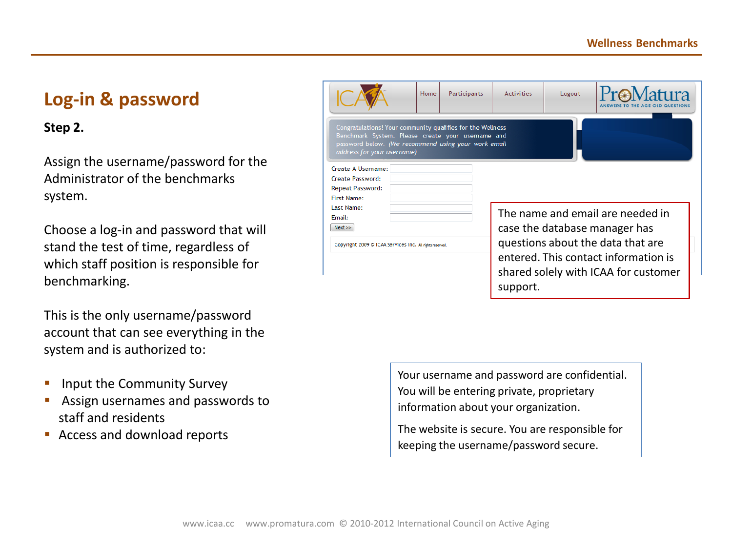## Log-in & password

**Step 2.**

Assign the username/password for the Administrator of the benchmarks system.

Choose a log-in and password that will stand the test of time, regardless of which staff position is responsible for benchmarking.

This is the only username/password account that can see everything in the system and is authorized to:

- Input the Community Survey
- Assign usernames and passwords to staff and residents
- Access and download reports

Home | Participants | Activities | Logout

Congratulations! Your community qualifies for the Wellness Benchmark System. Please create your username and password below. *(We recommend using your work email address for your username)*

Create A Username:
Create Password:
Repeat Password:
First Name:
Last Name:
Email:

Next >>

Copyright 2009 © ICAA Services Inc. All rights reserved.

The name and email are needed in case the database manager has questions about the data that are entered. This contact information is shared solely with ICAA for customer support.

Your username and password are confidential. You will be entering private, proprietary information about your organization.

The website is secure. You are responsible for keeping the username/password secure.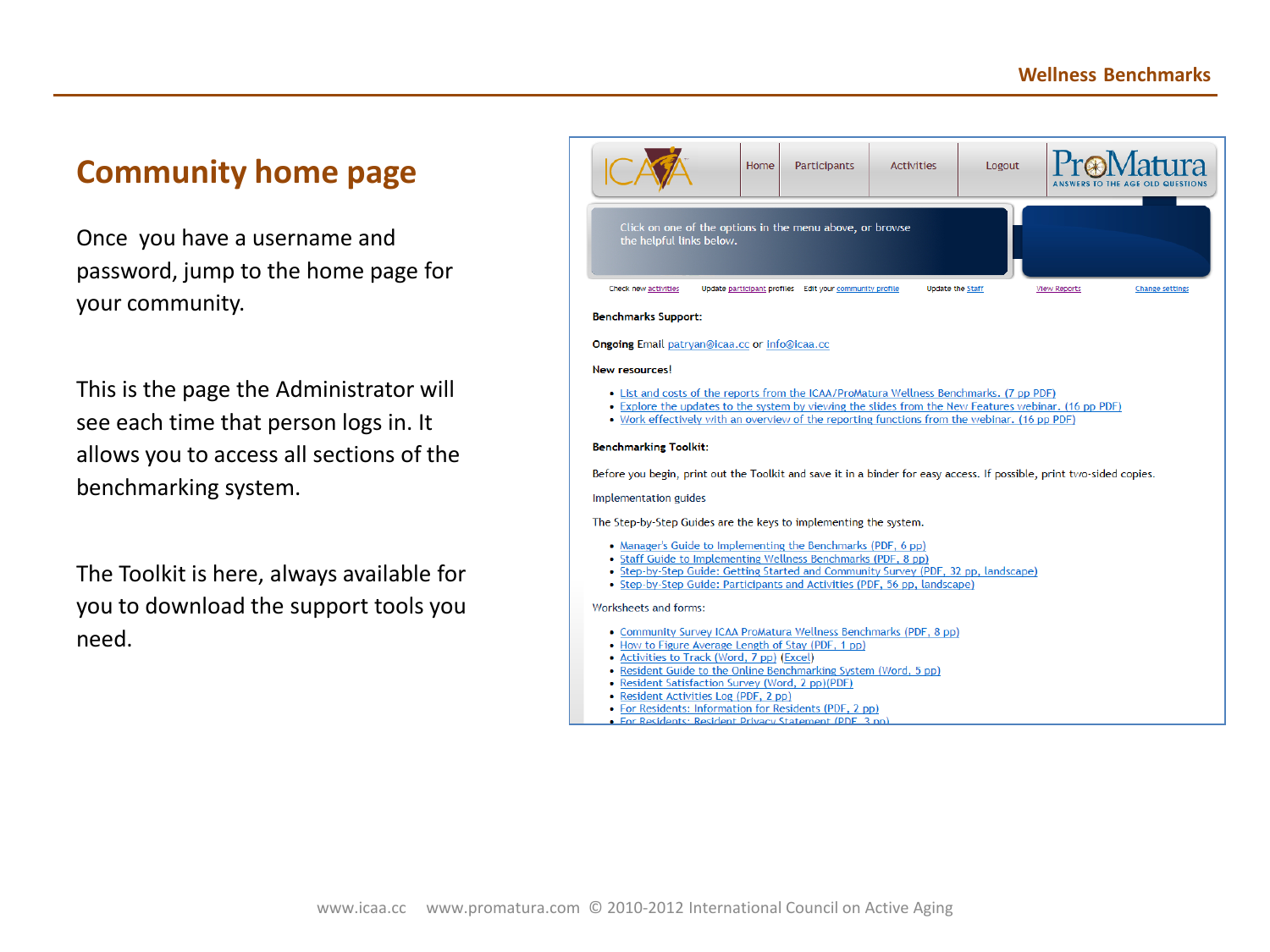## Community home page

Once you have a username and password, jump to the home page for your community.

This is the page the Administrator will see each time that person logs in. It allows you to access all sections of the benchmarking system.

The Toolkit is here, always available for you to download the support tools you need.

Home | Participants | Activities | Logout

Click on one of the options in the menu above, or browse the helpful links below.

Check new activities | Update participant profiles | Edit your community profile | Update the Staff | View Reports | Change settings

**Benchmarks Support:**

**Ongoing** Email patryan@icaa.cc or info@icaa.cc

**New resources!**

- List and costs of the reports from the ICAA/ProMatura Wellness Benchmarks. (7 pp PDF)
- Explore the updates to the system by viewing the slides from the New Features webinar. (16 pp PDF)
- Work effectively with an overview of the reporting functions from the webinar. (16 pp PDF)

**Benchmarking Toolkit:**

Before you begin, print out the Toolkit and save it in a binder for easy access. If possible, print two-sided copies.

Implementation guides

The Step-by-Step Guides are the keys to implementing the system.

- Manager's Guide to Implementing the Benchmarks (PDF, 6 pp)
- Staff Guide to Implementing Wellness Benchmarks (PDF, 8 pp)
- Step-by-Step Guide: Getting Started and Community Survey (PDF, 32 pp, landscape)
- Step-by-Step Guide: Participants and Activities (PDF, 56 pp, landscape)

Worksheets and forms:

- Community Survey ICAA ProMatura Wellness Benchmarks (PDF, 8 pp)
- How to Figure Average Length of Stay (PDF, 1 pp)
- Activities to Track (Word, 7 pp) (Excel)
- Resident Guide to the Online Benchmarking System (Word, 5 pp)
- Resident Satisfaction Survey (Word, 2 pp)(PDF)
- Resident Activities Log (PDF, 2 pp)
- For Residents: Information for Residents (PDF, 2 pp)
- For Residents: Resident Privacy Statement (PDF, 3 pp)

www.icaa.cc www.promatura.com © 2010-2012 International Council on Active Aging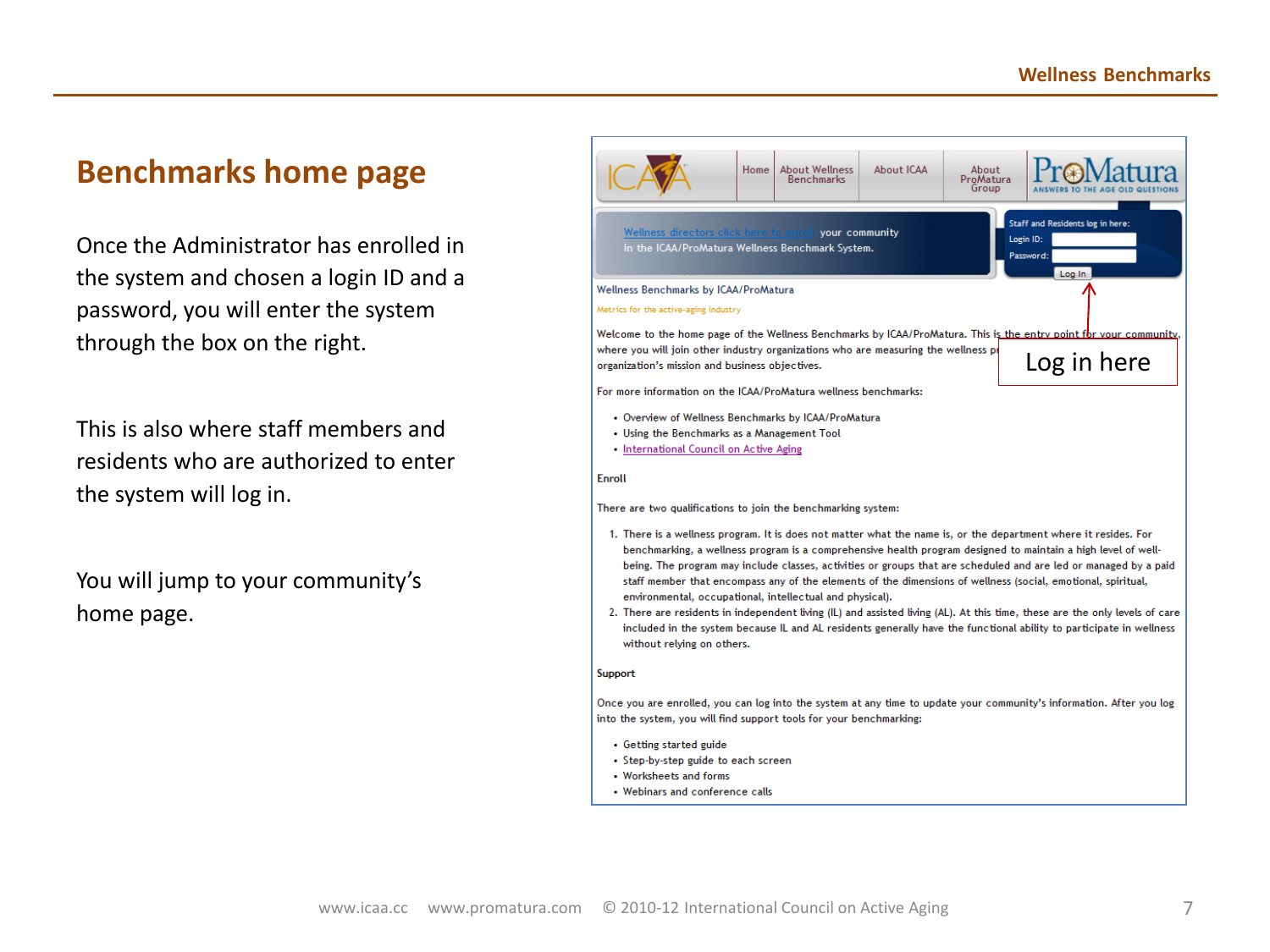## Benchmarks home page

Once the Administrator has enrolled in the system and chosen a login ID and a password, you will enter the system through the box on the right.

This is also where staff members and residents who are authorized to enter the system will log in.

You will jump to your community's home page.

Home | About Wellness Benchmarks | About ICAA | About ProMatura Group

Wellness directors click here to enroll your community in the ICAA/ProMatura Wellness Benchmark System.

Staff and Residents log in here:
Login ID:
Password:
Log In

Log in here

Wellness Benchmarks by ICAA/ProMatura

Metrics for the active-aging industry

Welcome to the home page of the Wellness Benchmarks by ICAA/ProMatura. This is the entry point for your community, where you will join other industry organizations who are measuring the wellness pr... organization's mission and business objectives.

For more information on the ICAA/ProMatura wellness benchmarks:

- Overview of Wellness Benchmarks by ICAA/ProMatura
- Using the Benchmarks as a Management Tool
- International Council on Active Aging

**Enroll**

There are two qualifications to join the benchmarking system:

1. There is a wellness program. It is does not matter what the name is, or the department where it resides. For benchmarking, a wellness program is a comprehensive health program designed to maintain a high level of well-being. The program may include classes, activities or groups that are scheduled and are led or managed by a paid staff member that encompass any of the elements of the dimensions of wellness (social, emotional, spiritual, environmental, occupational, intellectual and physical).
2. There are residents in independent living (IL) and assisted living (AL). At this time, these are the only levels of care included in the system because IL and AL residents generally have the functional ability to participate in wellness without relying on others.

**Support**

Once you are enrolled, you can log into the system at any time to update your community's information. After you log into the system, you will find support tools for your benchmarking:

- Getting started guide
- Step-by-step guide to each screen
- Worksheets and forms
- Webinars and conference calls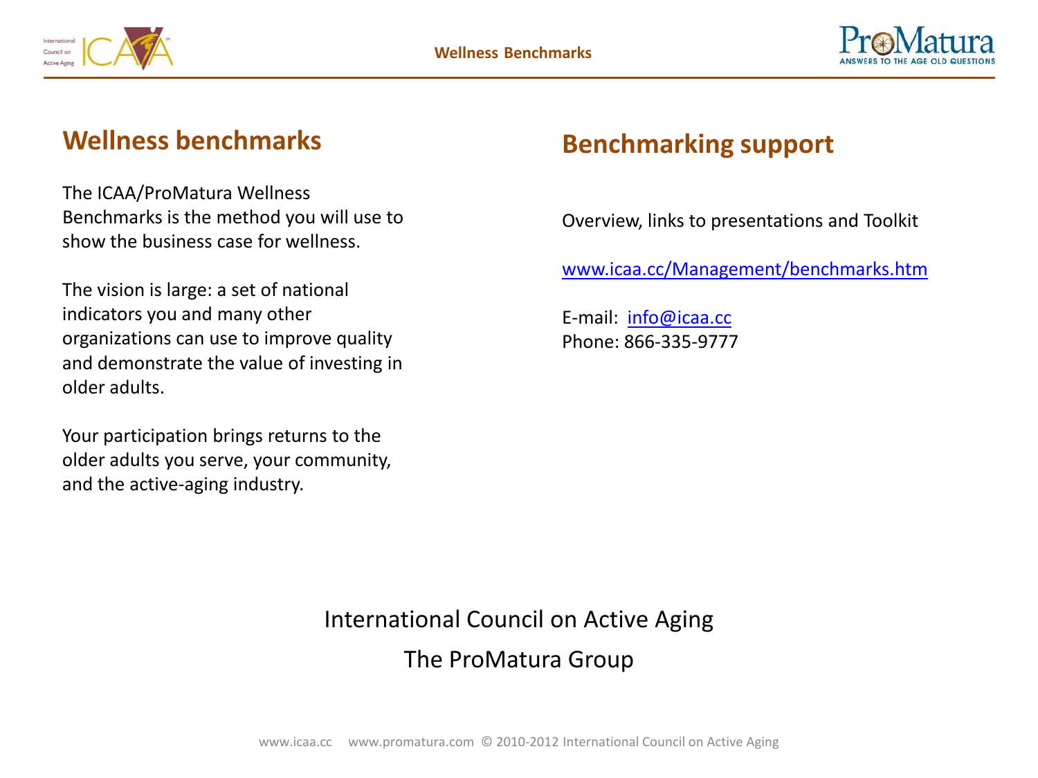## Wellness benchmarks

The ICAA/ProMatura Wellness Benchmarks is the method you will use to show the business case for wellness.

The vision is large: a set of national indicators you and many other organizations can use to improve quality and demonstrate the value of investing in older adults.

Your participation brings returns to the older adults you serve, your community, and the active-aging industry.

## Benchmarking support

Overview, links to presentations and Toolkit

www.icaa.cc/Management/benchmarks.htm

E-mail: info@icaa.cc
Phone: 866-335-9777

International Council on Active Aging

The ProMatura Group